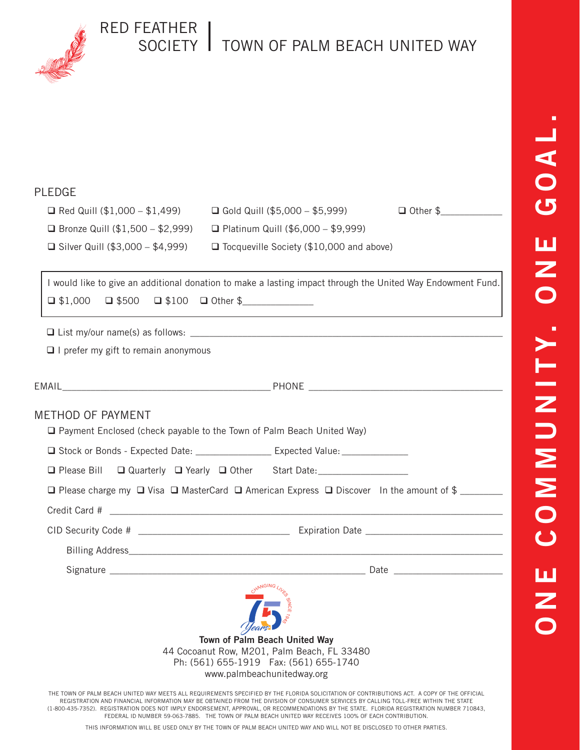# RED FEATHER SOCIETY | TOWN OF PALM BEACH UNITED WAY

## PLEDGE

- ☐ Red Quill ($1,000 – $1,499)
- ☐ Bronze Quill ($1,500 – $2,999)
- ☐ Silver Quill ($3,000 – $4,999)
- ☐ Gold Quill ($5,000 – $5,999)
- ☐ Platinum Quill ($6,000 – $9,999)
- ☐ Tocqueville Society ($10,000 and above)
- ☐ Other $____________

I would like to give an additional donation to make a lasting impact through the United Way Endowment Fund.

☐ $1,000 ☐ $500 ☐ $100 ☐ Other $______________

☐ List my/our name(s) as follows: ______________________________________________

☐ I prefer my gift to remain anonymous

EMAIL__________________________________________ PHONE ________________________________________

## METHOD OF PAYMENT

☐ Payment Enclosed (check payable to the Town of Palm Beach United Way)

☐ Stock or Bonds - Expected Date: _______________ Expected Value: _____________

☐ Please Bill ☐ Quarterly ☐ Yearly ☐ Other Start Date:__________________

☐ Please charge my ☐ Visa ☐ MasterCard ☐ American Express ☐ Discover In the amount of $ ________

Credit Card # ____________________________________________________________________________

CID Security Code # ______________________________ Expiration Date ___________________________

Billing Address_______________________________________________________________________

Signature ____________________________________________________ Date _____________________

CHANGING LIVES SINCE 1946 — 75 Years

**Town of Palm Beach United Way**
44 Cocoanut Row, M201, Palm Beach, FL 33480
Ph: (561) 655-1919 Fax: (561) 655-1740
www.palmbeachunitedway.org

THE TOWN OF PALM BEACH UNITED WAY MEETS ALL REQUIREMENTS SPECIFIED BY THE FLORIDA SOLICITATION OF CONTRIBUTIONS ACT. A COPY OF THE OFFICIAL REGISTRATION AND FINANCIAL INFORMATION MAY BE OBTAINED FROM THE DIVISION OF CONSUMER SERVICES BY CALLING TOLL-FREE WITHIN THE STATE (1-800-435-7352). REGISTRATION DOES NOT IMPLY ENDORSEMENT, APPROVAL, OR RECOMMENDATIONS BY THE STATE. FLORIDA REGISTRATION NUMBER 710843, FEDERAL ID NUMBER 59-063-7885. THE TOWN OF PALM BEACH UNITED WAY RECEIVES 100% OF EACH CONTRIBUTION.

THIS INFORMATION WILL BE USED ONLY BY THE TOWN OF PALM BEACH UNITED WAY AND WILL NOT BE DISCLOSED TO OTHER PARTIES.

ONE COMMUNITY. ONE GOAL.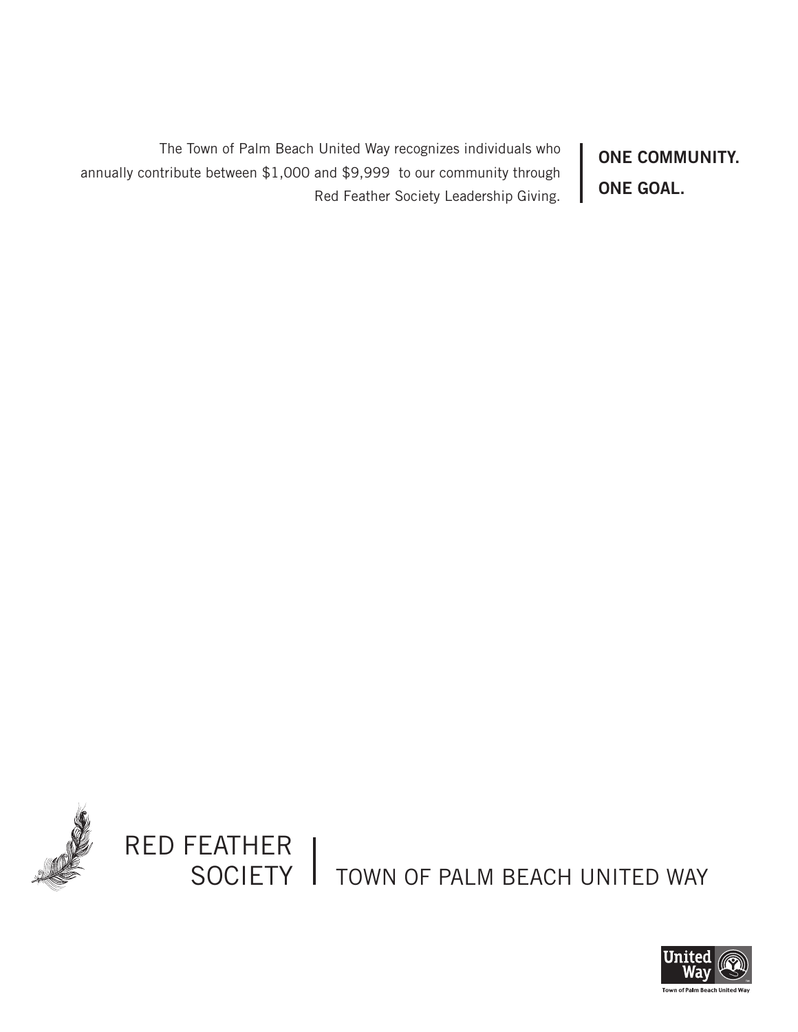The Town of Palm Beach United Way recognizes individuals who annually contribute between $1,000 and $9,999 to our community through Red Feather Society Leadership Giving.

**ONE COMMUNITY.**
**ONE GOAL.**

RED FEATHER SOCIETY | TOWN OF PALM BEACH UNITED WAY

United Way

Town of Palm Beach United Way